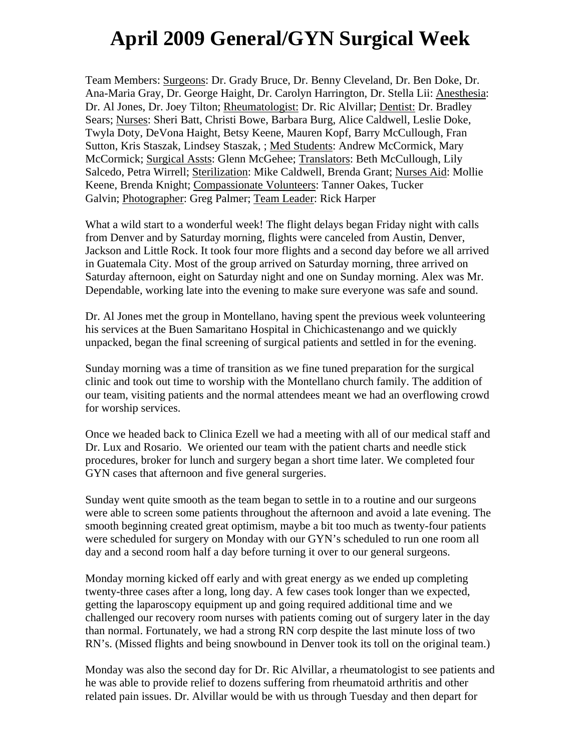# April 2009 General/GYN Surgical Week

Team Members: Surgeons: Dr. Grady Bruce, Dr. Benny Cleveland, Dr. Ben Doke, Dr. Ana-Maria Gray, Dr. George Haight, Dr. Carolyn Harrington, Dr. Stella Lii: Anesthesia: Dr. Al Jones, Dr. Joey Tilton; Rheumatologist: Dr. Ric Alvillar; Dentist: Dr. Bradley Sears; Nurses: Sheri Batt, Christi Bowe, Barbara Burg, Alice Caldwell, Leslie Doke, Twyla Doty, DeVona Haight, Betsy Keene, Mauren Kopf, Barry McCullough, Fran Sutton, Kris Staszak, Lindsey Staszak, ; Med Students: Andrew McCormick, Mary McCormick; Surgical Assts: Glenn McGehee; Translators: Beth McCullough, Lily Salcedo, Petra Wirrell; Sterilization: Mike Caldwell, Brenda Grant; Nurses Aid: Mollie Keene, Brenda Knight; Compassionate Volunteers: Tanner Oakes, Tucker Galvin; Photographer: Greg Palmer; Team Leader: Rick Harper

What a wild start to a wonderful week! The flight delays began Friday night with calls from Denver and by Saturday morning, flights were canceled from Austin, Denver, Jackson and Little Rock. It took four more flights and a second day before we all arrived in Guatemala City. Most of the group arrived on Saturday morning, three arrived on Saturday afternoon, eight on Saturday night and one on Sunday morning. Alex was Mr. Dependable, working late into the evening to make sure everyone was safe and sound.

Dr. Al Jones met the group in Montellano, having spent the previous week volunteering his services at the Buen Samaritano Hospital in Chichicastenango and we quickly unpacked, began the final screening of surgical patients and settled in for the evening.

Sunday morning was a time of transition as we fine tuned preparation for the surgical clinic and took out time to worship with the Montellano church family. The addition of our team, visiting patients and the normal attendees meant we had an overflowing crowd for worship services.

Once we headed back to Clinica Ezell we had a meeting with all of our medical staff and Dr. Lux and Rosario. We oriented our team with the patient charts and needle stick procedures, broker for lunch and surgery began a short time later. We completed four GYN cases that afternoon and five general surgeries.

Sunday went quite smooth as the team began to settle in to a routine and our surgeons were able to screen some patients throughout the afternoon and avoid a late evening. The smooth beginning created great optimism, maybe a bit too much as twenty-four patients were scheduled for surgery on Monday with our GYN's scheduled to run one room all day and a second room half a day before turning it over to our general surgeons.

Monday morning kicked off early and with great energy as we ended up completing twenty-three cases after a long, long day. A few cases took longer than we expected, getting the laparoscopy equipment up and going required additional time and we challenged our recovery room nurses with patients coming out of surgery later in the day than normal. Fortunately, we had a strong RN corp despite the last minute loss of two RN's. (Missed flights and being snowbound in Denver took its toll on the original team.)

Monday was also the second day for Dr. Ric Alvillar, a rheumatologist to see patients and he was able to provide relief to dozens suffering from rheumatoid arthritis and other related pain issues. Dr. Alvillar would be with us through Tuesday and then depart for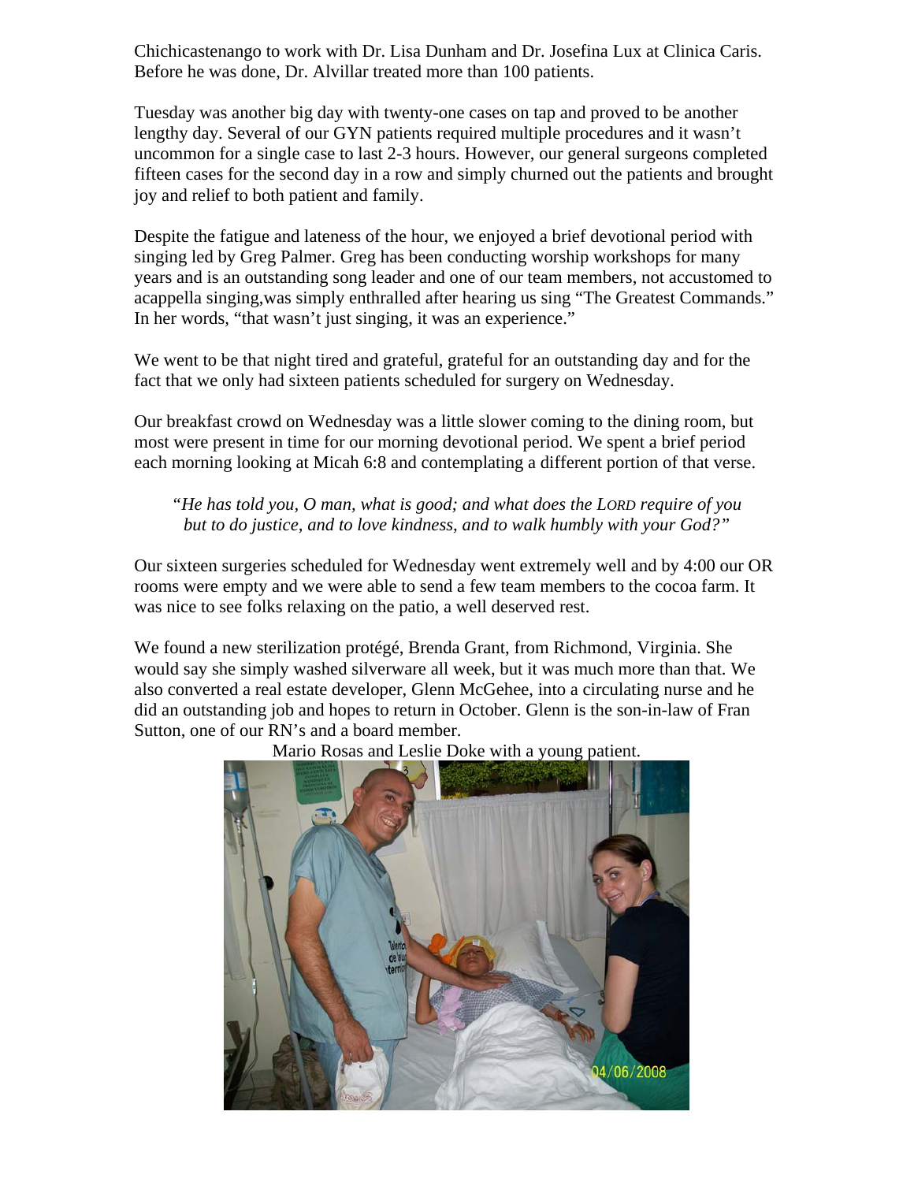Chichicastenango to work with Dr. Lisa Dunham and Dr. Josefina Lux at Clinica Caris. Before he was done, Dr. Alvillar treated more than 100 patients.

Tuesday was another big day with twenty-one cases on tap and proved to be another lengthy day. Several of our GYN patients required multiple procedures and it wasn't uncommon for a single case to last 2-3 hours. However, our general surgeons completed fifteen cases for the second day in a row and simply churned out the patients and brought joy and relief to both patient and family.

Despite the fatigue and lateness of the hour, we enjoyed a brief devotional period with singing led by Greg Palmer. Greg has been conducting worship workshops for many years and is an outstanding song leader and one of our team members, not accustomed to acappella singing,was simply enthralled after hearing us sing "The Greatest Commands." In her words, "that wasn't just singing, it was an experience."

We went to be that night tired and grateful, grateful for an outstanding day and for the fact that we only had sixteen patients scheduled for surgery on Wednesday.

Our breakfast crowd on Wednesday was a little slower coming to the dining room, but most were present in time for our morning devotional period. We spent a brief period each morning looking at Micah 6:8 and contemplating a different portion of that verse.

*"He has told you, O man, what is good; and what does the LORD require of you but to do justice, and to love kindness, and to walk humbly with your God?"*

Our sixteen surgeries scheduled for Wednesday went extremely well and by 4:00 our OR rooms were empty and we were able to send a few team members to the cocoa farm. It was nice to see folks relaxing on the patio, a well deserved rest.

We found a new sterilization protégé, Brenda Grant, from Richmond, Virginia. She would say she simply washed silverware all week, but it was much more than that. We also converted a real estate developer, Glenn McGehee, into a circulating nurse and he did an outstanding job and hopes to return in October. Glenn is the son-in-law of Fran Sutton, one of our RN's and a board member.

Mario Rosas and Leslie Doke with a young patient.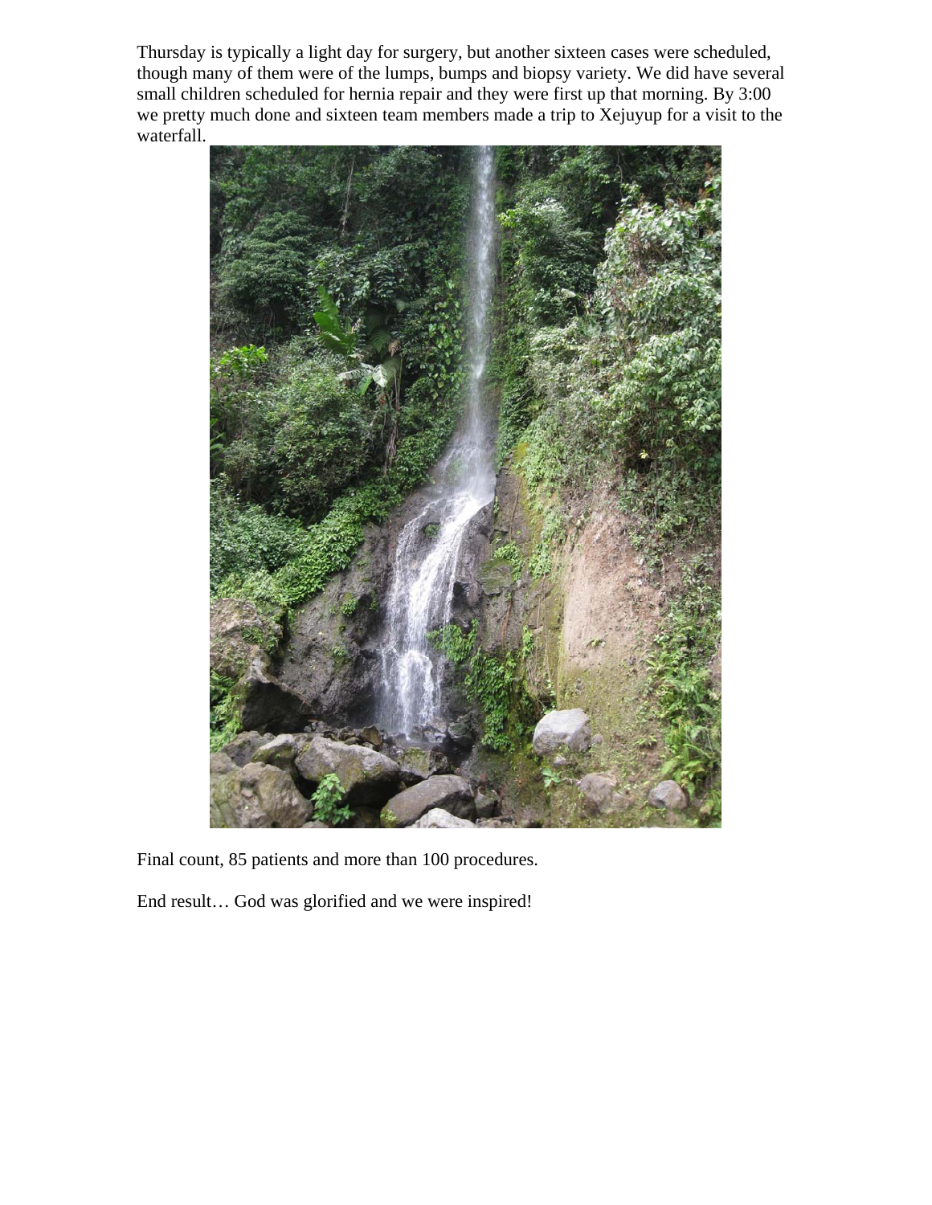Thursday is typically a light day for surgery, but another sixteen cases were scheduled, though many of them were of the lumps, bumps and biopsy variety. We did have several small children scheduled for hernia repair and they were first up that morning. By 3:00 we pretty much done and sixteen team members made a trip to Xejuyup for a visit to the waterfall.

Final count, 85 patients and more than 100 procedures.

End result… God was glorified and we were inspired!